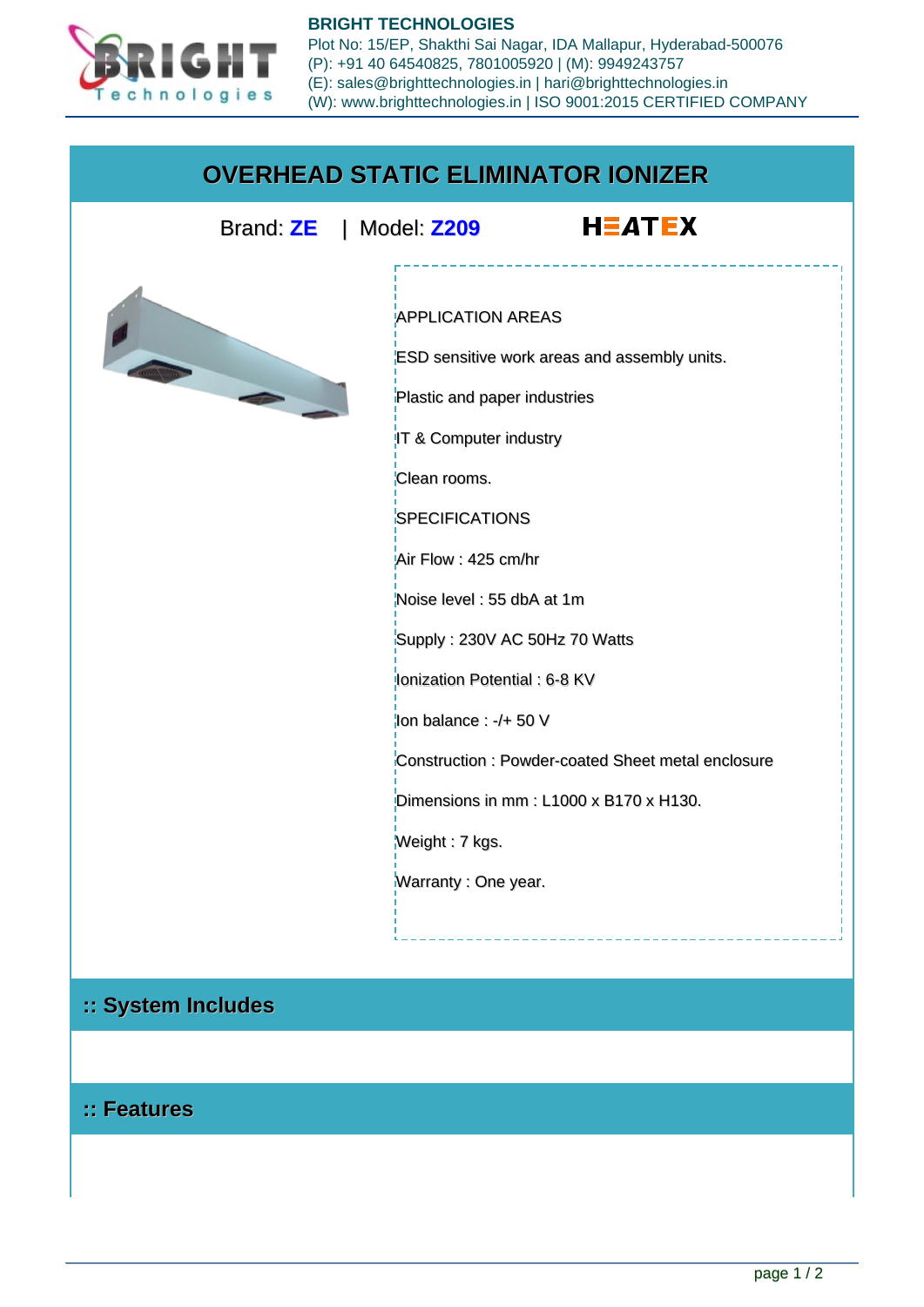**BRIGHT TECHNOLOGIES**
Plot No: 15/EP, Shakthi Sai Nagar, IDA Mallapur, Hyderabad-500076
(P): +91 40 64540825, 7801005920 | (M): 9949243757
(E): sales@brighttechnologies.in | hari@brighttechnologies.in
(W): www.brighttechnologies.in | ISO 9001:2015 CERTIFIED COMPANY

# OVERHEAD STATIC ELIMINATOR IONIZER

Brand: **ZE** | Model: **Z209** HEATEX

APPLICATION AREAS

ESD sensitive work areas and assembly units.

Plastic and paper industries

IT & Computer industry

Clean rooms.

SPECIFICATIONS

Air Flow : 425 cm/hr

Noise level : 55 dbA at 1m

Supply : 230V AC 50Hz 70 Watts

Ionization Potential : 6-8 KV

Ion balance : -/+ 50 V

Construction : Powder-coated Sheet metal enclosure

Dimensions in mm : L1000 x B170 x H130.

Weight : 7 kgs.

Warranty : One year.

## :: System Includes

## :: Features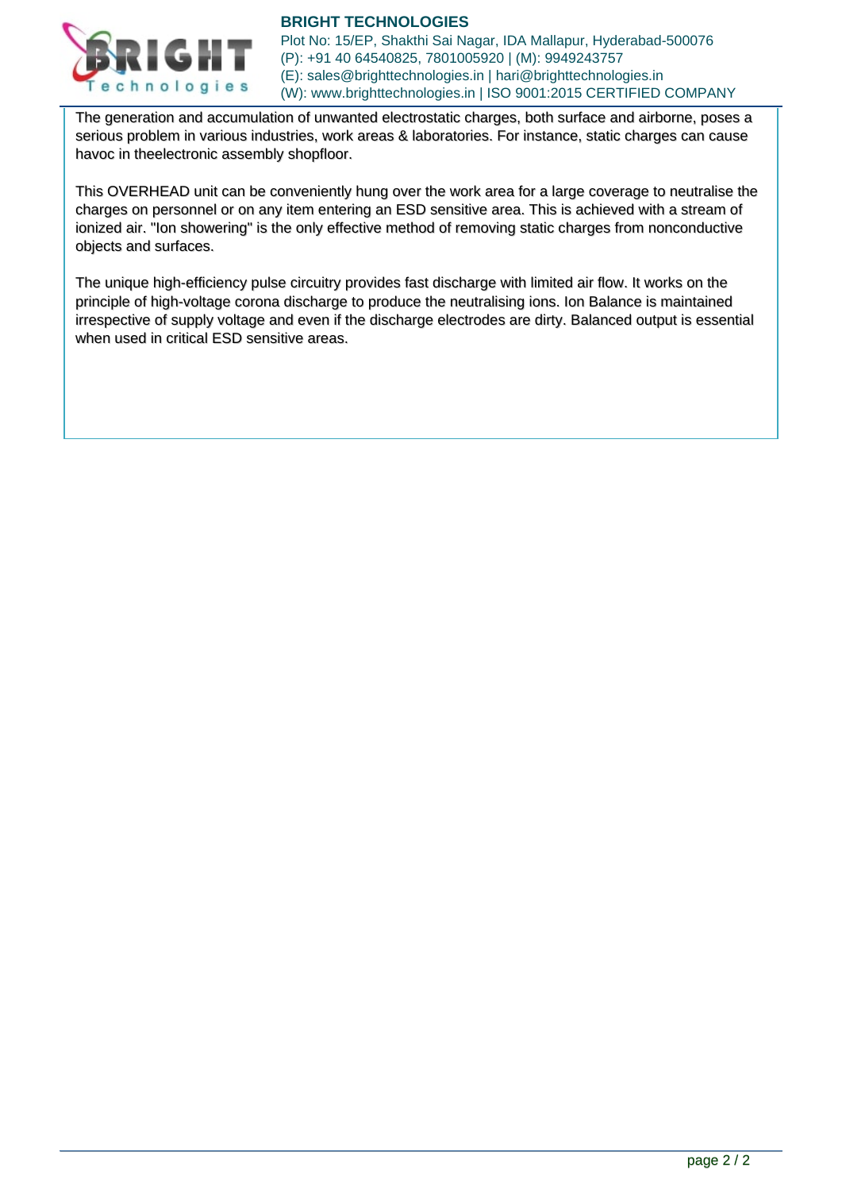The generation and accumulation of unwanted electrostatic charges, both surface and airborne, poses a serious problem in various industries, work areas & laboratories. For instance, static charges can cause havoc in theelectronic assembly shopfloor.

This OVERHEAD unit can be conveniently hung over the work area for a large coverage to neutralise the charges on personnel or on any item entering an ESD sensitive area. This is achieved with a stream of ionized air. "Ion showering" is the only effective method of removing static charges from nonconductive objects and surfaces.

The unique high-efficiency pulse circuitry provides fast discharge with limited air flow. It works on the principle of high-voltage corona discharge to produce the neutralising ions. Ion Balance is maintained irrespective of supply voltage and even if the discharge electrodes are dirty. Balanced output is essential when used in critical ESD sensitive areas.